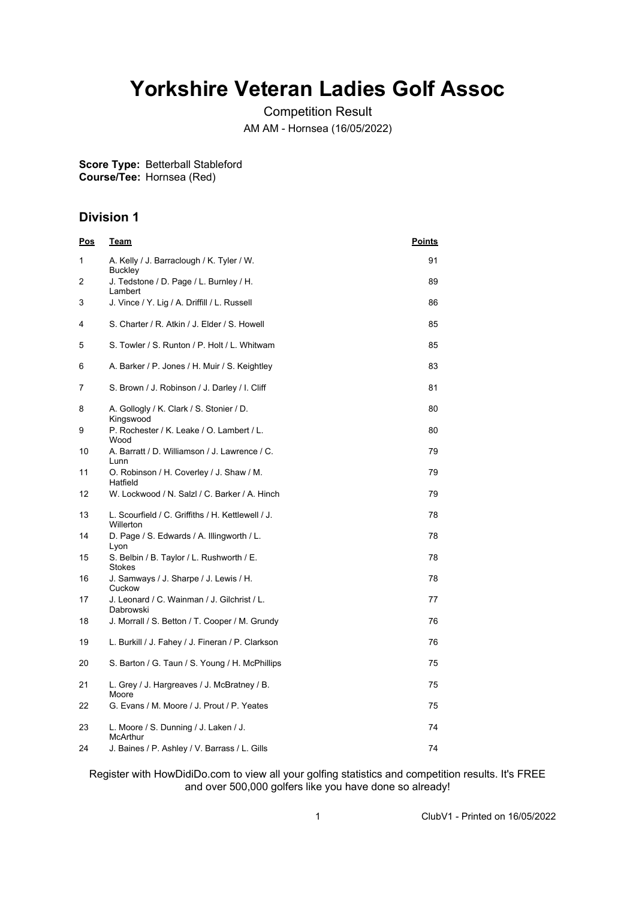# Yorkshire Veteran Ladies Golf Assoc

Competition Result

AM AM - Hornsea (16/05/2022)

**Score Type:** Betterball Stableford
**Course/Tee:** Hornsea (Red)

## Division 1

| Pos | Team | Points |
|---|---|---|
| 1 | A. Kelly / J. Barraclough / K. Tyler / W. Buckley | 91 |
| 2 | J. Tedstone / D. Page / L. Burnley / H. Lambert | 89 |
| 3 | J. Vince / Y. Lig / A. Driffill / L. Russell | 86 |
| 4 | S. Charter / R. Atkin / J. Elder / S. Howell | 85 |
| 5 | S. Towler / S. Runton / P. Holt / L. Whitwam | 85 |
| 6 | A. Barker / P. Jones / H. Muir / S. Keightley | 83 |
| 7 | S. Brown / J. Robinson / J. Darley / I. Cliff | 81 |
| 8 | A. Gollogly / K. Clark / S. Stonier / D. Kingswood | 80 |
| 9 | P. Rochester / K. Leake / O. Lambert / L. Wood | 80 |
| 10 | A. Barratt / D. Williamson / J. Lawrence / C. Lunn | 79 |
| 11 | O. Robinson / H. Coverley / J. Shaw / M. Hatfield | 79 |
| 12 | W. Lockwood / N. Salzl / C. Barker / A. Hinch | 79 |
| 13 | L. Scourfield / C. Griffiths / H. Kettlewell / J. Willerton | 78 |
| 14 | D. Page / S. Edwards / A. Illingworth / L. Lyon | 78 |
| 15 | S. Belbin / B. Taylor / L. Rushworth / E. Stokes | 78 |
| 16 | J. Samways / J. Sharpe / J. Lewis / H. Cuckow | 78 |
| 17 | J. Leonard / C. Wainman / J. Gilchrist / L. Dabrowski | 77 |
| 18 | J. Morrall / S. Betton / T. Cooper / M. Grundy | 76 |
| 19 | L. Burkill / J. Fahey / J. Fineran / P. Clarkson | 76 |
| 20 | S. Barton / G. Taun / S. Young / H. McPhillips | 75 |
| 21 | L. Grey / J. Hargreaves / J. McBratney / B. Moore | 75 |
| 22 | G. Evans / M. Moore / J. Prout / P. Yeates | 75 |
| 23 | L. Moore / S. Dunning / J. Laken / J. McArthur | 74 |
| 24 | J. Baines / P. Ashley / V. Barrass / L. Gills | 74 |

Register with HowDidiDo.com to view all your golfing statistics and competition results. It's FREE and over 500,000 golfers like you have done so already!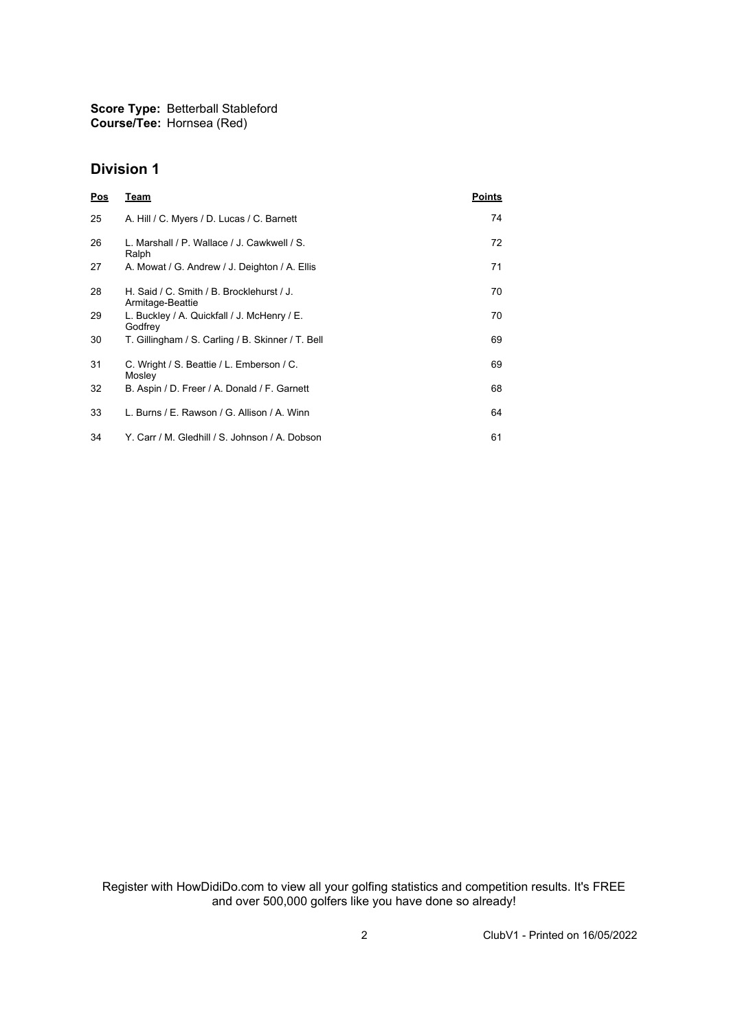**Score Type:** Betterball Stableford
**Course/Tee:** Hornsea (Red)

## Division 1

| Pos | Team | Points |
|---|---|---|
| 25 | A. Hill / C. Myers / D. Lucas / C. Barnett | 74 |
| 26 | L. Marshall / P. Wallace / J. Cawkwell / S. Ralph | 72 |
| 27 | A. Mowat / G. Andrew / J. Deighton / A. Ellis | 71 |
| 28 | H. Said / C. Smith / B. Brocklehurst / J. Armitage-Beattie | 70 |
| 29 | L. Buckley / A. Quickfall / J. McHenry / E. Godfrey | 70 |
| 30 | T. Gillingham / S. Carling / B. Skinner / T. Bell | 69 |
| 31 | C. Wright / S. Beattie / L. Emberson / C. Mosley | 69 |
| 32 | B. Aspin / D. Freer / A. Donald / F. Garnett | 68 |
| 33 | L. Burns / E. Rawson / G. Allison / A. Winn | 64 |
| 34 | Y. Carr / M. Gledhill / S. Johnson / A. Dobson | 61 |

Register with HowDidiDo.com to view all your golfing statistics and competition results. It's FREE and over 500,000 golfers like you have done so already!

ClubV1 - Printed on 16/05/2022